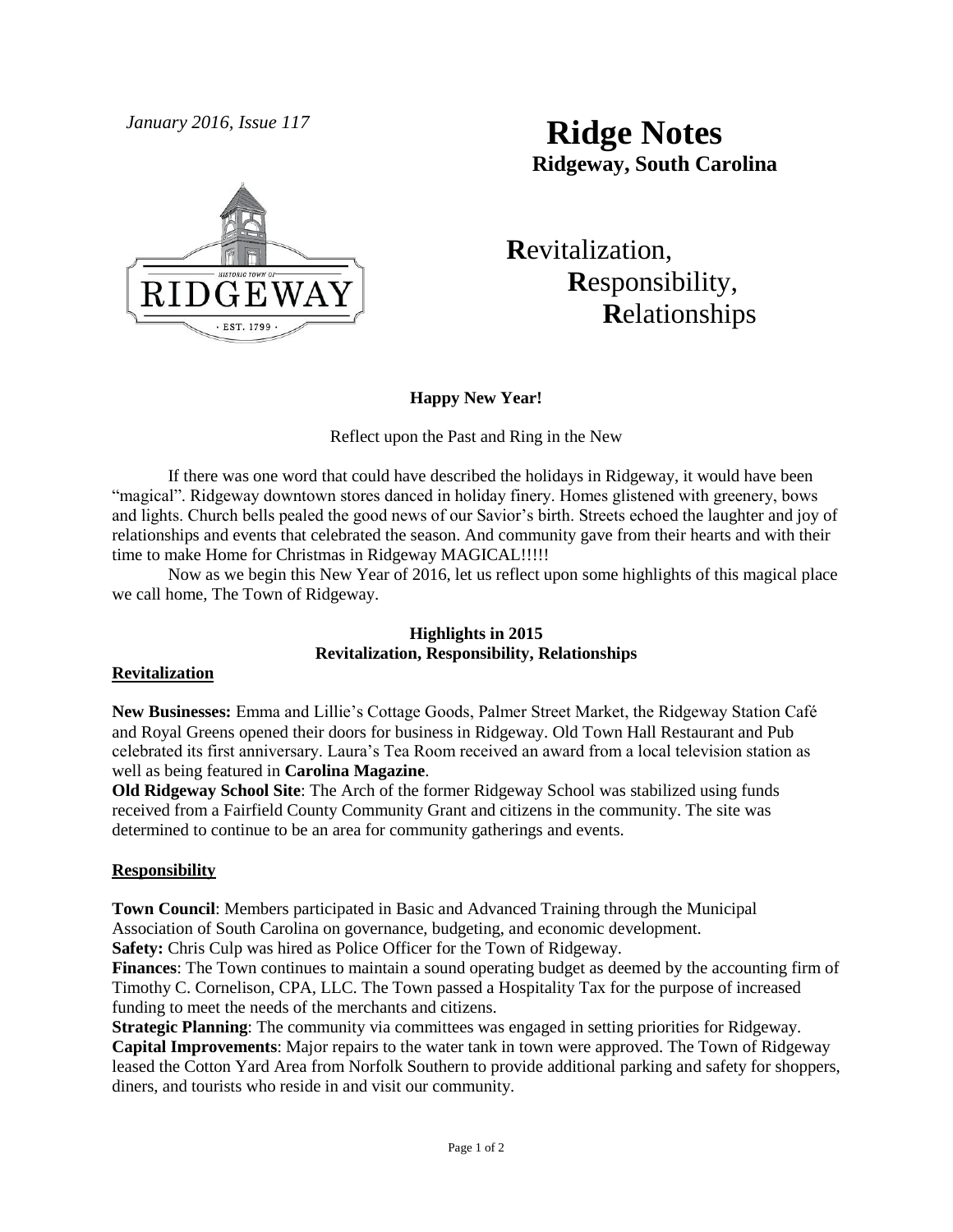*January 2016, Issue 117*

# Ridge Notes

**Ridgeway, South Carolina**

**R**evitalization,
**R**esponsibility,
**R**elationships

**Happy New Year!**

Reflect upon the Past and Ring in the New

If there was one word that could have described the holidays in Ridgeway, it would have been "magical". Ridgeway downtown stores danced in holiday finery. Homes glistened with greenery, bows and lights. Church bells pealed the good news of our Savior's birth. Streets echoed the laughter and joy of relationships and events that celebrated the season. And community gave from their hearts and with their time to make Home for Christmas in Ridgeway MAGICAL!!!!!

Now as we begin this New Year of 2016, let us reflect upon some highlights of this magical place we call home, The Town of Ridgeway.

## Highlights in 2015
## Revitalization, Responsibility, Relationships

### Revitalization

**New Businesses:** Emma and Lillie's Cottage Goods, Palmer Street Market, the Ridgeway Station Café and Royal Greens opened their doors for business in Ridgeway. Old Town Hall Restaurant and Pub celebrated its first anniversary. Laura's Tea Room received an award from a local television station as well as being featured in **Carolina Magazine**.

**Old Ridgeway School Site**: The Arch of the former Ridgeway School was stabilized using funds received from a Fairfield County Community Grant and citizens in the community. The site was determined to continue to be an area for community gatherings and events.

### Responsibility

**Town Council**: Members participated in Basic and Advanced Training through the Municipal Association of South Carolina on governance, budgeting, and economic development.

**Safety:** Chris Culp was hired as Police Officer for the Town of Ridgeway.

**Finances**: The Town continues to maintain a sound operating budget as deemed by the accounting firm of Timothy C. Cornelison, CPA, LLC. The Town passed a Hospitality Tax for the purpose of increased funding to meet the needs of the merchants and citizens.

**Strategic Planning**: The community via committees was engaged in setting priorities for Ridgeway.

**Capital Improvements**: Major repairs to the water tank in town were approved. The Town of Ridgeway leased the Cotton Yard Area from Norfolk Southern to provide additional parking and safety for shoppers, diners, and tourists who reside in and visit our community.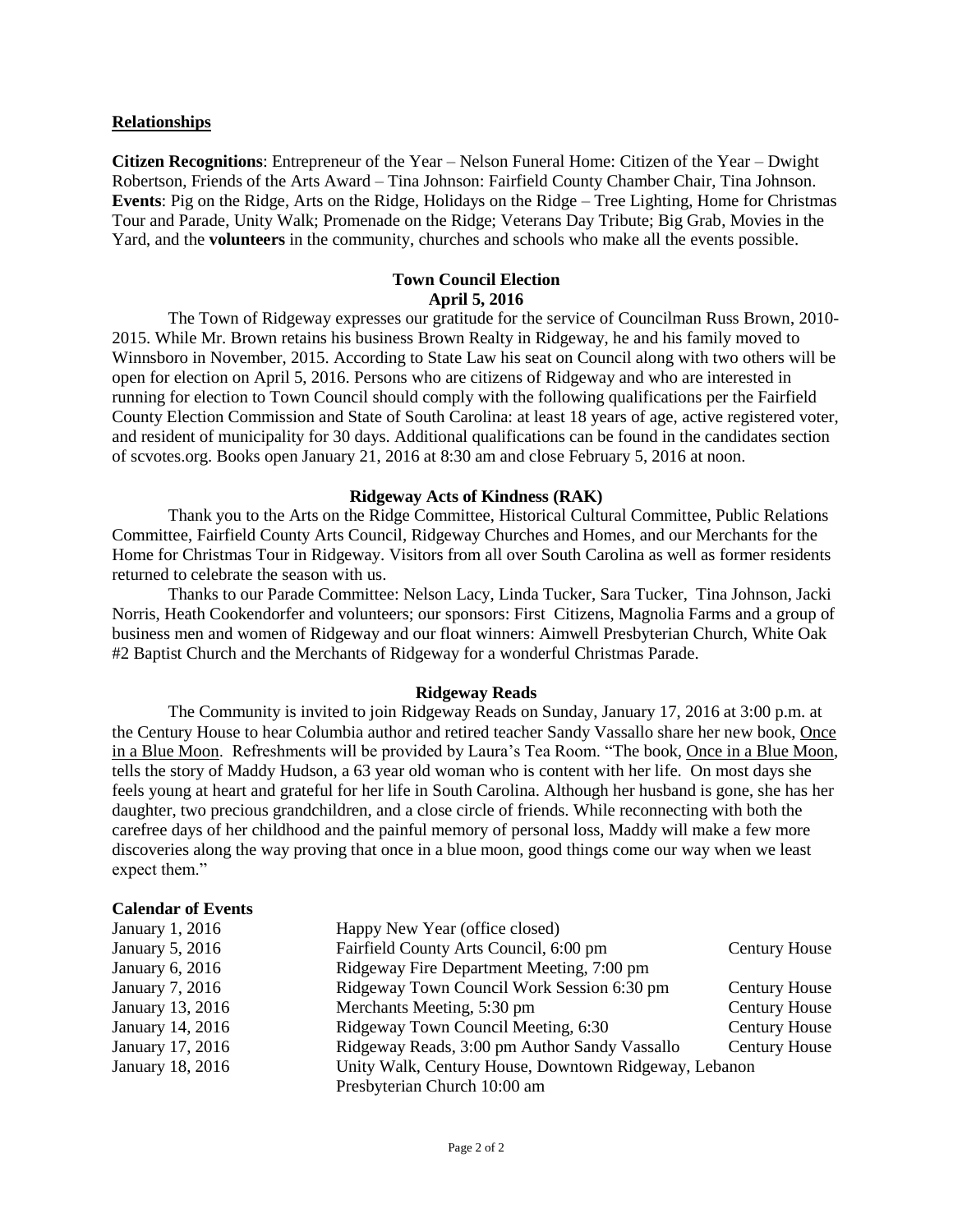**Relationships**

**Citizen Recognitions**: Entrepreneur of the Year – Nelson Funeral Home: Citizen of the Year – Dwight Robertson, Friends of the Arts Award – Tina Johnson: Fairfield County Chamber Chair, Tina Johnson. **Events**: Pig on the Ridge, Arts on the Ridge, Holidays on the Ridge – Tree Lighting, Home for Christmas Tour and Parade, Unity Walk; Promenade on the Ridge; Veterans Day Tribute; Big Grab, Movies in the Yard, and the **volunteers** in the community, churches and schools who make all the events possible.

**Town Council Election**
**April 5, 2016**

The Town of Ridgeway expresses our gratitude for the service of Councilman Russ Brown, 2010-2015. While Mr. Brown retains his business Brown Realty in Ridgeway, he and his family moved to Winnsboro in November, 2015. According to State Law his seat on Council along with two others will be open for election on April 5, 2016. Persons who are citizens of Ridgeway and who are interested in running for election to Town Council should comply with the following qualifications per the Fairfield County Election Commission and State of South Carolina: at least 18 years of age, active registered voter, and resident of municipality for 30 days. Additional qualifications can be found in the candidates section of scvotes.org. Books open January 21, 2016 at 8:30 am and close February 5, 2016 at noon.

**Ridgeway Acts of Kindness (RAK)**

Thank you to the Arts on the Ridge Committee, Historical Cultural Committee, Public Relations Committee, Fairfield County Arts Council, Ridgeway Churches and Homes, and our Merchants for the Home for Christmas Tour in Ridgeway. Visitors from all over South Carolina as well as former residents returned to celebrate the season with us.

Thanks to our Parade Committee: Nelson Lacy, Linda Tucker, Sara Tucker, Tina Johnson, Jacki Norris, Heath Cookendorfer and volunteers; our sponsors: First Citizens, Magnolia Farms and a group of business men and women of Ridgeway and our float winners: Aimwell Presbyterian Church, White Oak #2 Baptist Church and the Merchants of Ridgeway for a wonderful Christmas Parade.

**Ridgeway Reads**

The Community is invited to join Ridgeway Reads on Sunday, January 17, 2016 at 3:00 p.m. at the Century House to hear Columbia author and retired teacher Sandy Vassallo share her new book, Once in a Blue Moon. Refreshments will be provided by Laura's Tea Room. "The book, Once in a Blue Moon, tells the story of Maddy Hudson, a 63 year old woman who is content with her life. On most days she feels young at heart and grateful for her life in South Carolina. Although her husband is gone, she has her daughter, two precious grandchildren, and a close circle of friends. While reconnecting with both the carefree days of her childhood and the painful memory of personal loss, Maddy will make a few more discoveries along the way proving that once in a blue moon, good things come our way when we least expect them."

**Calendar of Events**

| | | |
|---|---|---|
| January 1, 2016 | Happy New Year (office closed) | |
| January 5, 2016 | Fairfield County Arts Council, 6:00 pm | Century House |
| January 6, 2016 | Ridgeway Fire Department Meeting, 7:00 pm | |
| January 7, 2016 | Ridgeway Town Council Work Session 6:30 pm | Century House |
| January 13, 2016 | Merchants Meeting, 5:30 pm | Century House |
| January 14, 2016 | Ridgeway Town Council Meeting, 6:30 | Century House |
| January 17, 2016 | Ridgeway Reads, 3:00 pm Author Sandy Vassallo | Century House |
| January 18, 2016 | Unity Walk, Century House, Downtown Ridgeway, Lebanon Presbyterian Church 10:00 am | |